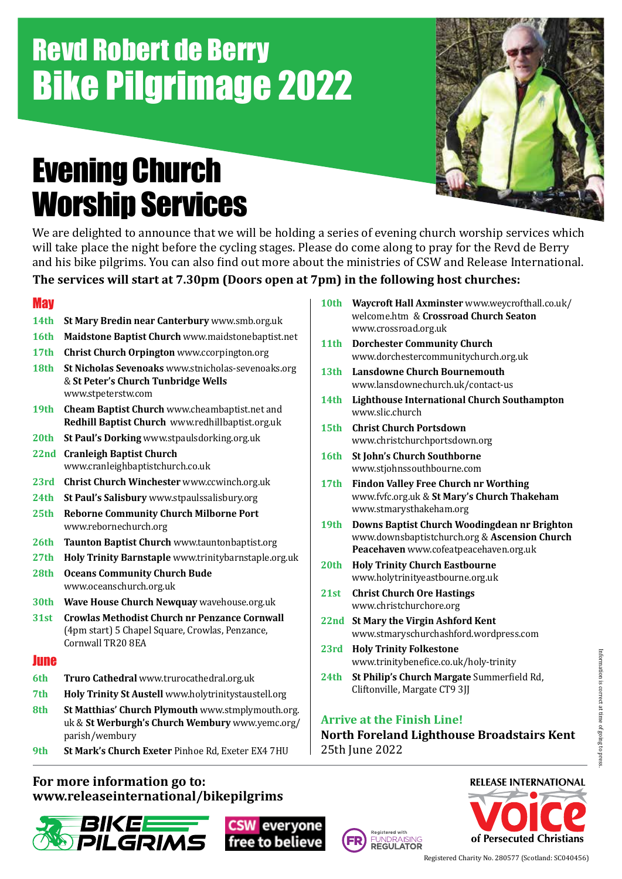# Revd Robert de Berry
# Bike Pilgrimage 2022

## Evening Church Worship Services

We are delighted to announce that we will be holding a series of evening church worship services which will take place the night before the cycling stages. Please do come along to pray for the Revd de Berry and his bike pilgrims. You can also find out more about the ministries of CSW and Release International.

**The services will start at 7.30pm (Doors open at 7pm) in the following host churches:**

### May

- **14th** **St Mary Bredin near Canterbury** www.smb.org.uk
- **16th** **Maidstone Baptist Church** www.maidstonebaptist.net
- **17th** **Christ Church Orpington** www.ccorpington.org
- **18th** **St Nicholas Sevenoaks** www.stnicholas-sevenoaks.org & **St Peter's Church Tunbridge Wells** www.stpeterstw.com
- **19th** **Cheam Baptist Church** www.cheambaptist.net and **Redhill Baptist Church** www.redhillbaptist.org.uk
- **20th** **St Paul's Dorking** www.stpaulsdorking.org.uk
- **22nd** **Cranleigh Baptist Church** www.cranleighbaptistchurch.co.uk
- **23rd** **Christ Church Winchester** www.ccwinch.org.uk
- **24th** **St Paul's Salisbury** www.stpaulssalisbury.org
- **25th** **Reborne Community Church Milborne Port** www.rebornechurch.org
- **26th** **Taunton Baptist Church** www.tauntonbaptist.org
- **27th** **Holy Trinity Barnstaple** www.trinitybarnstaple.org.uk
- **28th** **Oceans Community Church Bude** www.oceanschurch.org.uk
- **30th** **Wave House Church Newquay** wavehouse.org.uk
- **31st** **Crowlas Methodist Church nr Penzance Cornwall** (4pm start) 5 Chapel Square, Crowlas, Penzance, Cornwall TR20 8EA

### June

- **6th** **Truro Cathedral** www.trurocathedral.org.uk
- **7th** **Holy Trinity St Austell** www.holytrinitystaustell.org
- **8th** **St Matthias' Church Plymouth** www.stmplymouth.org.uk & **St Werburgh's Church Wembury** www.yemc.org/parish/wembury
- **9th** **St Mark's Church Exeter** Pinhoe Rd, Exeter EX4 7HU
- **10th** **Waycroft Hall Axminster** www.weycrofthall.co.uk/welcome.htm & **Crossroad Church Seaton** www.crossroad.org.uk
- **11th** **Dorchester Community Church** www.dorchestercommunitychurch.org.uk
- **13th** **Lansdowne Church Bournemouth** www.lansdownechurch.uk/contact-us
- **14th** **Lighthouse International Church Southampton** www.slic.church
- **15th** **Christ Church Portsdown** www.christchurchportsdown.org
- **16th** **St John's Church Southborne** www.stjohnssouthbourne.com
- **17th** **Findon Valley Free Church nr Worthing** www.fvfc.org.uk & **St Mary's Church Thakeham** www.stmarysthakeham.org
- **19th** **Downs Baptist Church Woodingdean nr Brighton** www.downsbaptistchurch.org & **Ascension Church Peacehaven** www.cofeatpeacehaven.org.uk
- **20th** **Holy Trinity Church Eastbourne** www.holytrinityeastbourne.org.uk
- **21st** **Christ Church Ore Hastings** www.christchurchore.org
- **22nd** **St Mary the Virgin Ashford Kent** www.stmaryschurchashford.wordpress.com
- **23rd** **Holy Trinity Folkestone** www.trinitybenefice.co.uk/holy-trinity
- **24th** **St Philip's Church Margate** Summerfield Rd, Cliftonville, Margate CT9 3JJ

### Arrive at the Finish Line!

**North Foreland Lighthouse Broadstairs Kent**
25th June 2022

Information is correct at time of going to press.

**For more information go to:**
**www.releaseinternational/bikepilgrims**

BIKE PILGRIMS

CSW everyone free to believe

Registered with FUNDRAISING REGULATOR

RELEASE INTERNATIONAL Voice of Persecuted Christians

Registered Charity No. 280577 (Scotland: SC040456)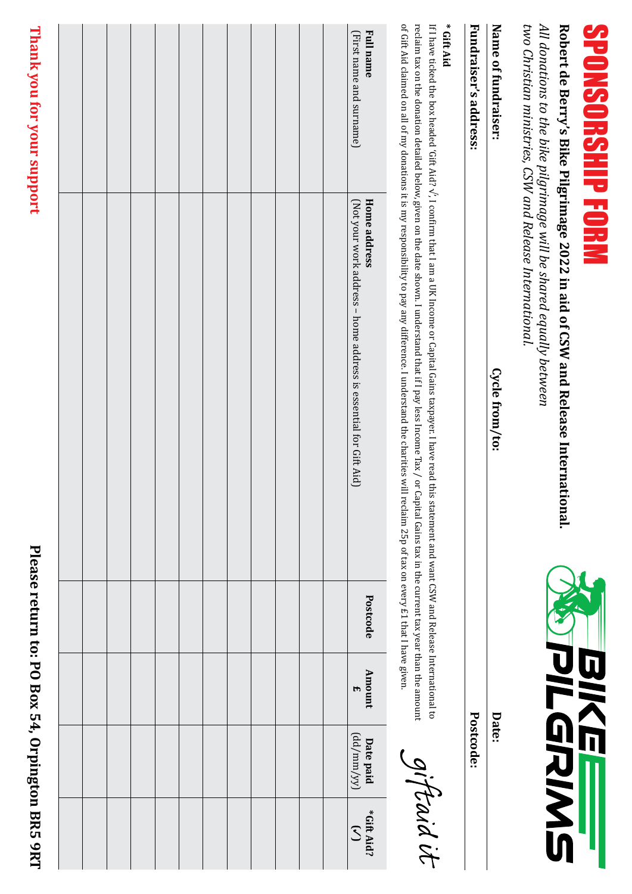# SPONSORSHIP FORM

**Robert de Berry's Bike Pilgrimage 2022 in aid of CSW and Release International.**

*All donations to the bike pilgrimage will be shared equally between two Christian ministries, CSW and Release International.*

BIKE PILGRIMS

**Name of fundraiser:** **Cycle from/to:** **Date:**

**Fundraiser's address:** **Postcode:**

**\* Gift Aid**

If I have ticked the box headed 'Gift Aid? √', I confirm that I am a UK Income or Capital Gains taxpayer. I have read this statement and want CSW and Release International to reclaim tax on the donation detailed below, given on the date shown. I understand that if I pay less Income Tax / or Capital Gains tax in the current tax year than the amount of Gift Aid claimed on all of my donations it is my responsibility to pay any difference. I understand the charities will reclaim 25p of tax on every £1 that I have given.

giftaid it

| **Full name** (First name and surname) | **Home address** (Not your work address – home address is essential for Gift Aid) | **Postcode** | **Amount £** | **Date paid** (dd/mm/yy) | **\*Gift Aid? (✓)** |
|---|---|---|---|---|---|
| | | | | | |
| | | | | | |
| | | | | | |
| | | | | | |
| | | | | | |
| | | | | | |
| | | | | | |
| | | | | | |
| | | | | | |
| | | | | | |
| | | | | | |
| | | | | | |

**Thank you for your support**

**Please return to: PO Box 54, Orpington BR5 9RT**